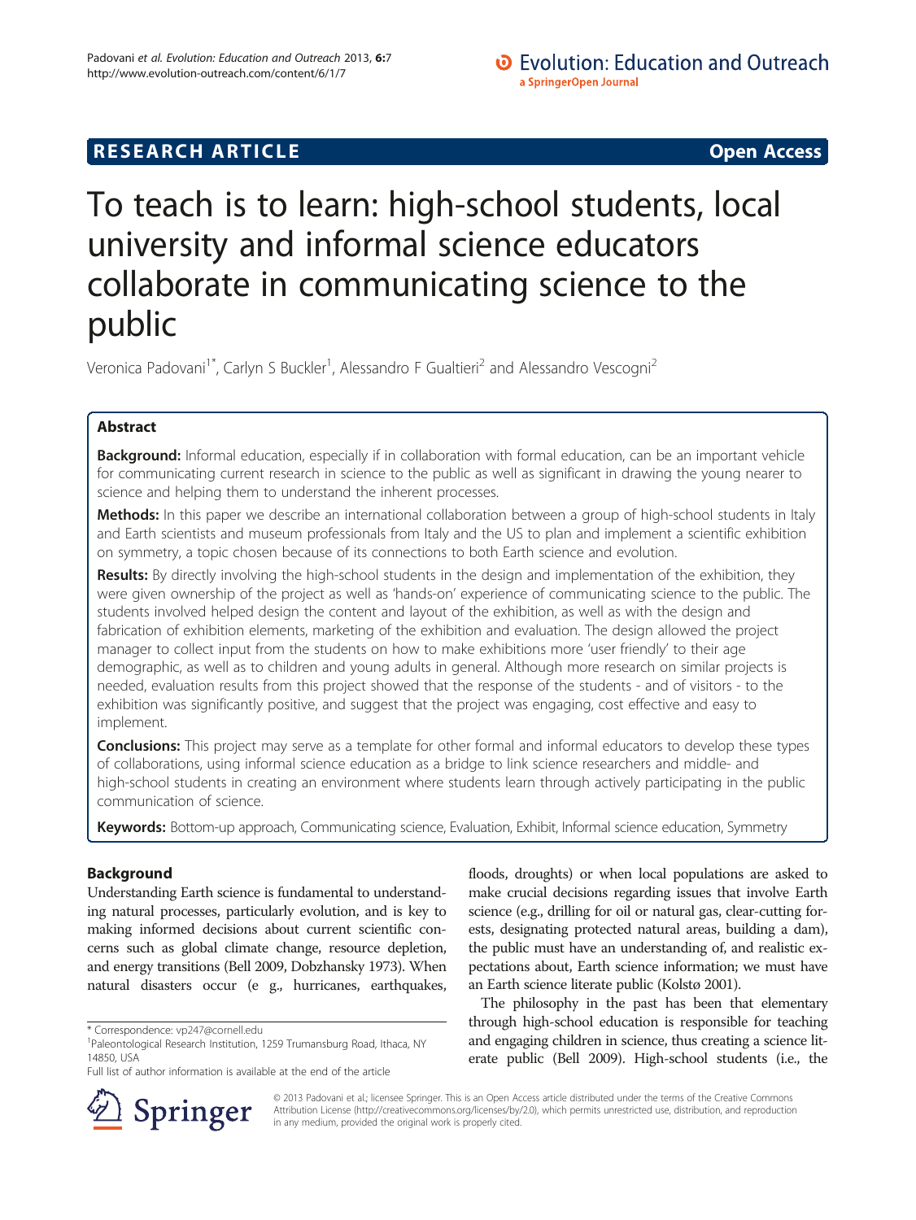RESEARCH ARTICLE Open Access

# To teach is to learn: high-school students, local university and informal science educators collaborate in communicating science to the public

Veronica Padovani[1*], Carlyn S Buckler[1], Alessandro F Gualtieri[2] and Alessandro Vescogni[2]

## Abstract

**Background:** Informal education, especially if in collaboration with formal education, can be an important vehicle for communicating current research in science to the public as well as significant in drawing the young nearer to science and helping them to understand the inherent processes.

**Methods:** In this paper we describe an international collaboration between a group of high-school students in Italy and Earth scientists and museum professionals from Italy and the US to plan and implement a scientific exhibition on symmetry, a topic chosen because of its connections to both Earth science and evolution.

**Results:** By directly involving the high-school students in the design and implementation of the exhibition, they were given ownership of the project as well as 'hands-on' experience of communicating science to the public. The students involved helped design the content and layout of the exhibition, as well as with the design and fabrication of exhibition elements, marketing of the exhibition and evaluation. The design allowed the project manager to collect input from the students on how to make exhibitions more 'user friendly' to their age demographic, as well as to children and young adults in general. Although more research on similar projects is needed, evaluation results from this project showed that the response of the students - and of visitors - to the exhibition was significantly positive, and suggest that the project was engaging, cost effective and easy to implement.

**Conclusions:** This project may serve as a template for other formal and informal educators to develop these types of collaborations, using informal science education as a bridge to link science researchers and middle- and high-school students in creating an environment where students learn through actively participating in the public communication of science.

**Keywords:** Bottom-up approach, Communicating science, Evaluation, Exhibit, Informal science education, Symmetry

## Background

Understanding Earth science is fundamental to understanding natural processes, particularly evolution, and is key to making informed decisions about current scientific concerns such as global climate change, resource depletion, and energy transitions (Bell 2009, Dobzhansky 1973). When natural disasters occur (e g., hurricanes, earthquakes, floods, droughts) or when local populations are asked to make crucial decisions regarding issues that involve Earth science (e.g., drilling for oil or natural gas, clear-cutting forests, designating protected natural areas, building a dam), the public must have an understanding of, and realistic expectations about, Earth science information; we must have an Earth science literate public (Kolstø 2001).

The philosophy in the past has been that elementary through high-school education is responsible for teaching and engaging children in science, thus creating a science literate public (Bell 2009). High-school students (i.e., the

\* Correspondence: vp247@cornell.edu
[1]Paleontological Research Institution, 1259 Trumansburg Road, Ithaca, NY 14850, USA
Full list of author information is available at the end of the article

© 2013 Padovani et al.; licensee Springer. This is an Open Access article distributed under the terms of the Creative Commons Attribution License (http://creativecommons.org/licenses/by/2.0), which permits unrestricted use, distribution, and reproduction in any medium, provided the original work is properly cited.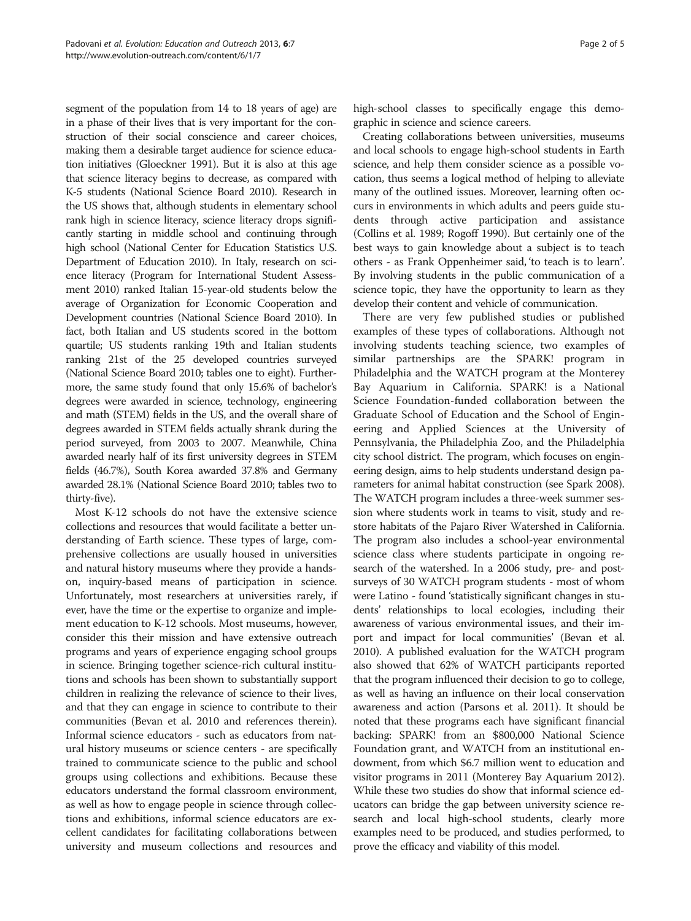segment of the population from 14 to 18 years of age) are in a phase of their lives that is very important for the construction of their social conscience and career choices, making them a desirable target audience for science education initiatives (Gloeckner 1991). But it is also at this age that science literacy begins to decrease, as compared with K-5 students (National Science Board 2010). Research in the US shows that, although students in elementary school rank high in science literacy, science literacy drops significantly starting in middle school and continuing through high school (National Center for Education Statistics U.S. Department of Education 2010). In Italy, research on science literacy (Program for International Student Assessment 2010) ranked Italian 15-year-old students below the average of Organization for Economic Cooperation and Development countries (National Science Board 2010). In fact, both Italian and US students scored in the bottom quartile; US students ranking 19th and Italian students ranking 21st of the 25 developed countries surveyed (National Science Board 2010; tables one to eight). Furthermore, the same study found that only 15.6% of bachelor's degrees were awarded in science, technology, engineering and math (STEM) fields in the US, and the overall share of degrees awarded in STEM fields actually shrank during the period surveyed, from 2003 to 2007. Meanwhile, China awarded nearly half of its first university degrees in STEM fields (46.7%), South Korea awarded 37.8% and Germany awarded 28.1% (National Science Board 2010; tables two to thirty-five).

Most K-12 schools do not have the extensive science collections and resources that would facilitate a better understanding of Earth science. These types of large, comprehensive collections are usually housed in universities and natural history museums where they provide a hands-on, inquiry-based means of participation in science. Unfortunately, most researchers at universities rarely, if ever, have the time or the expertise to organize and implement education to K-12 schools. Most museums, however, consider this their mission and have extensive outreach programs and years of experience engaging school groups in science. Bringing together science-rich cultural institutions and schools has been shown to substantially support children in realizing the relevance of science to their lives, and that they can engage in science to contribute to their communities (Bevan et al. 2010 and references therein). Informal science educators - such as educators from natural history museums or science centers - are specifically trained to communicate science to the public and school groups using collections and exhibitions. Because these educators understand the formal classroom environment, as well as how to engage people in science through collections and exhibitions, informal science educators are excellent candidates for facilitating collaborations between university and museum collections and resources and high-school classes to specifically engage this demographic in science and science careers.

Creating collaborations between universities, museums and local schools to engage high-school students in Earth science, and help them consider science as a possible vocation, thus seems a logical method of helping to alleviate many of the outlined issues. Moreover, learning often occurs in environments in which adults and peers guide students through active participation and assistance (Collins et al. 1989; Rogoff 1990). But certainly one of the best ways to gain knowledge about a subject is to teach others - as Frank Oppenheimer said, 'to teach is to learn'. By involving students in the public communication of a science topic, they have the opportunity to learn as they develop their content and vehicle of communication.

There are very few published studies or published examples of these types of collaborations. Although not involving students teaching science, two examples of similar partnerships are the SPARK! program in Philadelphia and the WATCH program at the Monterey Bay Aquarium in California. SPARK! is a National Science Foundation-funded collaboration between the Graduate School of Education and the School of Engineering and Applied Sciences at the University of Pennsylvania, the Philadelphia Zoo, and the Philadelphia city school district. The program, which focuses on engineering design, aims to help students understand design parameters for animal habitat construction (see Spark 2008). The WATCH program includes a three-week summer session where students work in teams to visit, study and restore habitats of the Pajaro River Watershed in California. The program also includes a school-year environmental science class where students participate in ongoing research of the watershed. In a 2006 study, pre- and post-surveys of 30 WATCH program students - most of whom were Latino - found 'statistically significant changes in students' relationships to local ecologies, including their awareness of various environmental issues, and their import and impact for local communities' (Bevan et al. 2010). A published evaluation for the WATCH program also showed that 62% of WATCH participants reported that the program influenced their decision to go to college, as well as having an influence on their local conservation awareness and action (Parsons et al. 2011). It should be noted that these programs each have significant financial backing: SPARK! from an $800,000 National Science Foundation grant, and WATCH from an institutional endowment, from which $6.7 million went to education and visitor programs in 2011 (Monterey Bay Aquarium 2012). While these two studies do show that informal science educators can bridge the gap between university science research and local high-school students, clearly more examples need to be produced, and studies performed, to prove the efficacy and viability of this model.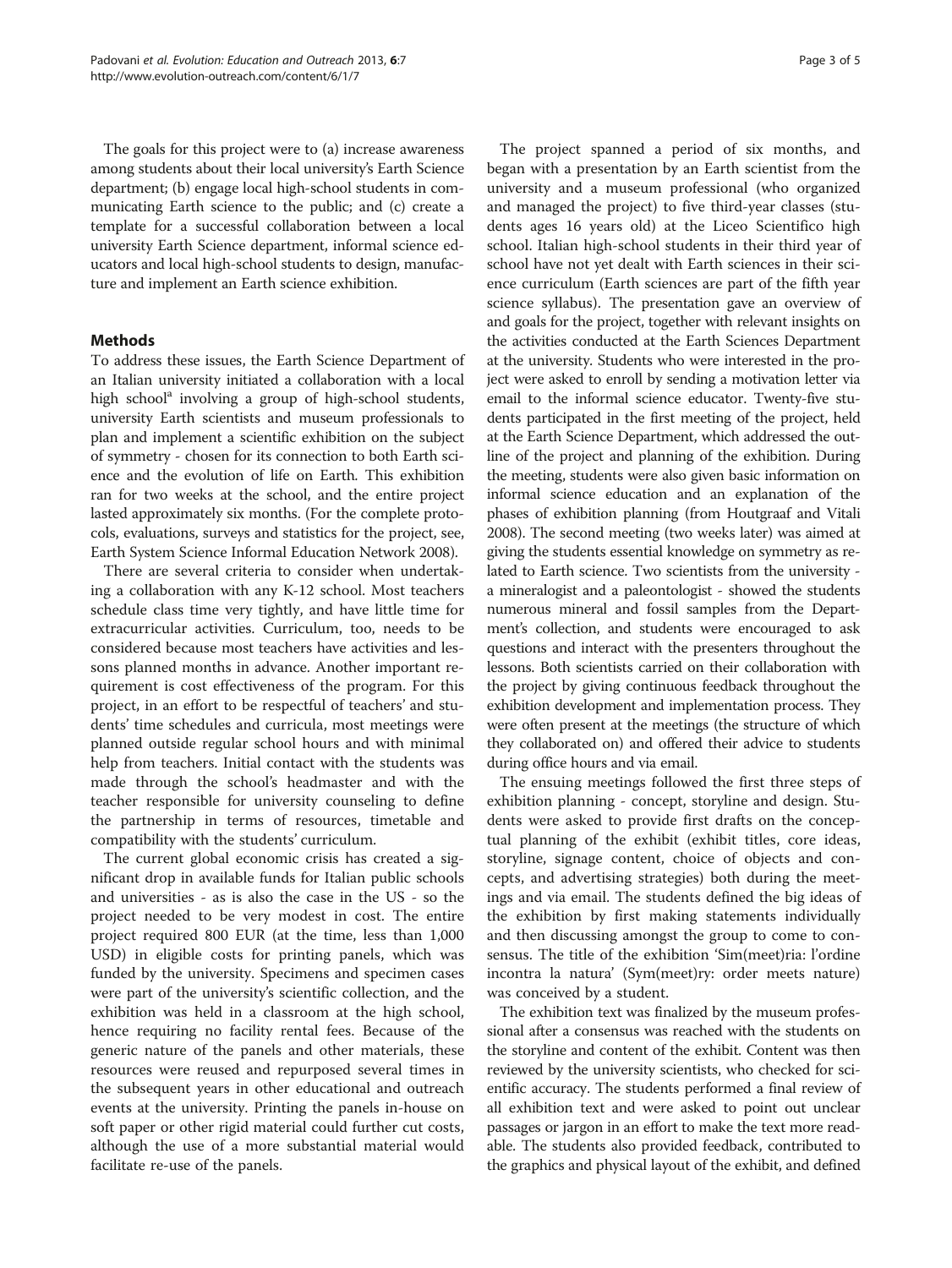The goals for this project were to (a) increase awareness among students about their local university's Earth Science department; (b) engage local high-school students in communicating Earth science to the public; and (c) create a template for a successful collaboration between a local university Earth Science department, informal science educators and local high-school students to design, manufacture and implement an Earth science exhibition.

## Methods

To address these issues, the Earth Science Department of an Italian university initiated a collaboration with a local high school[a] involving a group of high-school students, university Earth scientists and museum professionals to plan and implement a scientific exhibition on the subject of symmetry - chosen for its connection to both Earth science and the evolution of life on Earth. This exhibition ran for two weeks at the school, and the entire project lasted approximately six months. (For the complete protocols, evaluations, surveys and statistics for the project, see, Earth System Science Informal Education Network 2008).

There are several criteria to consider when undertaking a collaboration with any K-12 school. Most teachers schedule class time very tightly, and have little time for extracurricular activities. Curriculum, too, needs to be considered because most teachers have activities and lessons planned months in advance. Another important requirement is cost effectiveness of the program. For this project, in an effort to be respectful of teachers' and students' time schedules and curricula, most meetings were planned outside regular school hours and with minimal help from teachers. Initial contact with the students was made through the school's headmaster and with the teacher responsible for university counseling to define the partnership in terms of resources, timetable and compatibility with the students' curriculum.

The current global economic crisis has created a significant drop in available funds for Italian public schools and universities - as is also the case in the US - so the project needed to be very modest in cost. The entire project required 800 EUR (at the time, less than 1,000 USD) in eligible costs for printing panels, which was funded by the university. Specimens and specimen cases were part of the university's scientific collection, and the exhibition was held in a classroom at the high school, hence requiring no facility rental fees. Because of the generic nature of the panels and other materials, these resources were reused and repurposed several times in the subsequent years in other educational and outreach events at the university. Printing the panels in-house on soft paper or other rigid material could further cut costs, although the use of a more substantial material would facilitate re-use of the panels.

The project spanned a period of six months, and began with a presentation by an Earth scientist from the university and a museum professional (who organized and managed the project) to five third-year classes (students ages 16 years old) at the Liceo Scientifico high school. Italian high-school students in their third year of school have not yet dealt with Earth sciences in their science curriculum (Earth sciences are part of the fifth year science syllabus). The presentation gave an overview of and goals for the project, together with relevant insights on the activities conducted at the Earth Sciences Department at the university. Students who were interested in the project were asked to enroll by sending a motivation letter via email to the informal science educator. Twenty-five students participated in the first meeting of the project, held at the Earth Science Department, which addressed the outline of the project and planning of the exhibition. During the meeting, students were also given basic information on informal science education and an explanation of the phases of exhibition planning (from Houtgraaf and Vitali 2008). The second meeting (two weeks later) was aimed at giving the students essential knowledge on symmetry as related to Earth science. Two scientists from the university - a mineralogist and a paleontologist - showed the students numerous mineral and fossil samples from the Department's collection, and students were encouraged to ask questions and interact with the presenters throughout the lessons. Both scientists carried on their collaboration with the project by giving continuous feedback throughout the exhibition development and implementation process. They were often present at the meetings (the structure of which they collaborated on) and offered their advice to students during office hours and via email.

The ensuing meetings followed the first three steps of exhibition planning - concept, storyline and design. Students were asked to provide first drafts on the conceptual planning of the exhibit (exhibit titles, core ideas, storyline, signage content, choice of objects and concepts, and advertising strategies) both during the meetings and via email. The students defined the big ideas of the exhibition by first making statements individually and then discussing amongst the group to come to consensus. The title of the exhibition 'Sim(meet)ria: l'ordine incontra la natura' (Sym(meet)ry: order meets nature) was conceived by a student.

The exhibition text was finalized by the museum professional after a consensus was reached with the students on the storyline and content of the exhibit. Content was then reviewed by the university scientists, who checked for scientific accuracy. The students performed a final review of all exhibition text and were asked to point out unclear passages or jargon in an effort to make the text more readable. The students also provided feedback, contributed to the graphics and physical layout of the exhibit, and defined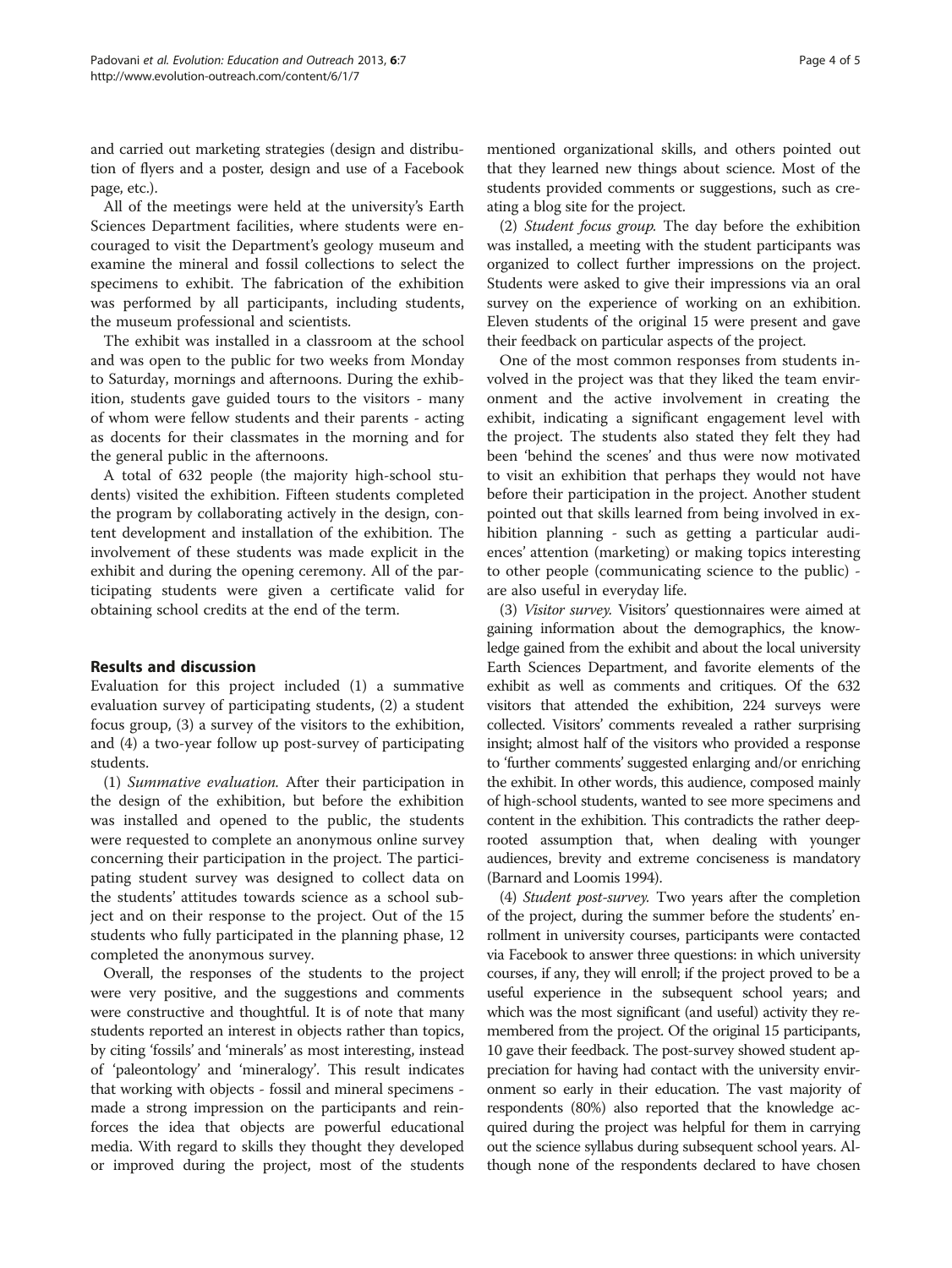and carried out marketing strategies (design and distribution of flyers and a poster, design and use of a Facebook page, etc.).

All of the meetings were held at the university's Earth Sciences Department facilities, where students were encouraged to visit the Department's geology museum and examine the mineral and fossil collections to select the specimens to exhibit. The fabrication of the exhibition was performed by all participants, including students, the museum professional and scientists.

The exhibit was installed in a classroom at the school and was open to the public for two weeks from Monday to Saturday, mornings and afternoons. During the exhibition, students gave guided tours to the visitors - many of whom were fellow students and their parents - acting as docents for their classmates in the morning and for the general public in the afternoons.

A total of 632 people (the majority high-school students) visited the exhibition. Fifteen students completed the program by collaborating actively in the design, content development and installation of the exhibition. The involvement of these students was made explicit in the exhibit and during the opening ceremony. All of the participating students were given a certificate valid for obtaining school credits at the end of the term.

## Results and discussion

Evaluation for this project included (1) a summative evaluation survey of participating students, (2) a student focus group, (3) a survey of the visitors to the exhibition, and (4) a two-year follow up post-survey of participating students.

(1) *Summative evaluation.* After their participation in the design of the exhibition, but before the exhibition was installed and opened to the public, the students were requested to complete an anonymous online survey concerning their participation in the project. The participating student survey was designed to collect data on the students' attitudes towards science as a school subject and on their response to the project. Out of the 15 students who fully participated in the planning phase, 12 completed the anonymous survey.

Overall, the responses of the students to the project were very positive, and the suggestions and comments were constructive and thoughtful. It is of note that many students reported an interest in objects rather than topics, by citing 'fossils' and 'minerals' as most interesting, instead of 'paleontology' and 'mineralogy'. This result indicates that working with objects - fossil and mineral specimens - made a strong impression on the participants and reinforces the idea that objects are powerful educational media. With regard to skills they thought they developed or improved during the project, most of the students mentioned organizational skills, and others pointed out that they learned new things about science. Most of the students provided comments or suggestions, such as creating a blog site for the project.

(2) *Student focus group.* The day before the exhibition was installed, a meeting with the student participants was organized to collect further impressions on the project. Students were asked to give their impressions via an oral survey on the experience of working on an exhibition. Eleven students of the original 15 were present and gave their feedback on particular aspects of the project.

One of the most common responses from students involved in the project was that they liked the team environment and the active involvement in creating the exhibit, indicating a significant engagement level with the project. The students also stated they felt they had been 'behind the scenes' and thus were now motivated to visit an exhibition that perhaps they would not have before their participation in the project. Another student pointed out that skills learned from being involved in exhibition planning - such as getting a particular audiences' attention (marketing) or making topics interesting to other people (communicating science to the public) - are also useful in everyday life.

(3) *Visitor survey.* Visitors' questionnaires were aimed at gaining information about the demographics, the knowledge gained from the exhibit and about the local university Earth Sciences Department, and favorite elements of the exhibit as well as comments and critiques. Of the 632 visitors that attended the exhibition, 224 surveys were collected. Visitors' comments revealed a rather surprising insight; almost half of the visitors who provided a response to 'further comments' suggested enlarging and/or enriching the exhibit. In other words, this audience, composed mainly of high-school students, wanted to see more specimens and content in the exhibition. This contradicts the rather deep-rooted assumption that, when dealing with younger audiences, brevity and extreme conciseness is mandatory (Barnard and Loomis 1994).

(4) *Student post-survey.* Two years after the completion of the project, during the summer before the students' enrollment in university courses, participants were contacted via Facebook to answer three questions: in which university courses, if any, they will enroll; if the project proved to be a useful experience in the subsequent school years; and which was the most significant (and useful) activity they remembered from the project. Of the original 15 participants, 10 gave their feedback. The post-survey showed student appreciation for having had contact with the university environment so early in their education. The vast majority of respondents (80%) also reported that the knowledge acquired during the project was helpful for them in carrying out the science syllabus during subsequent school years. Although none of the respondents declared to have chosen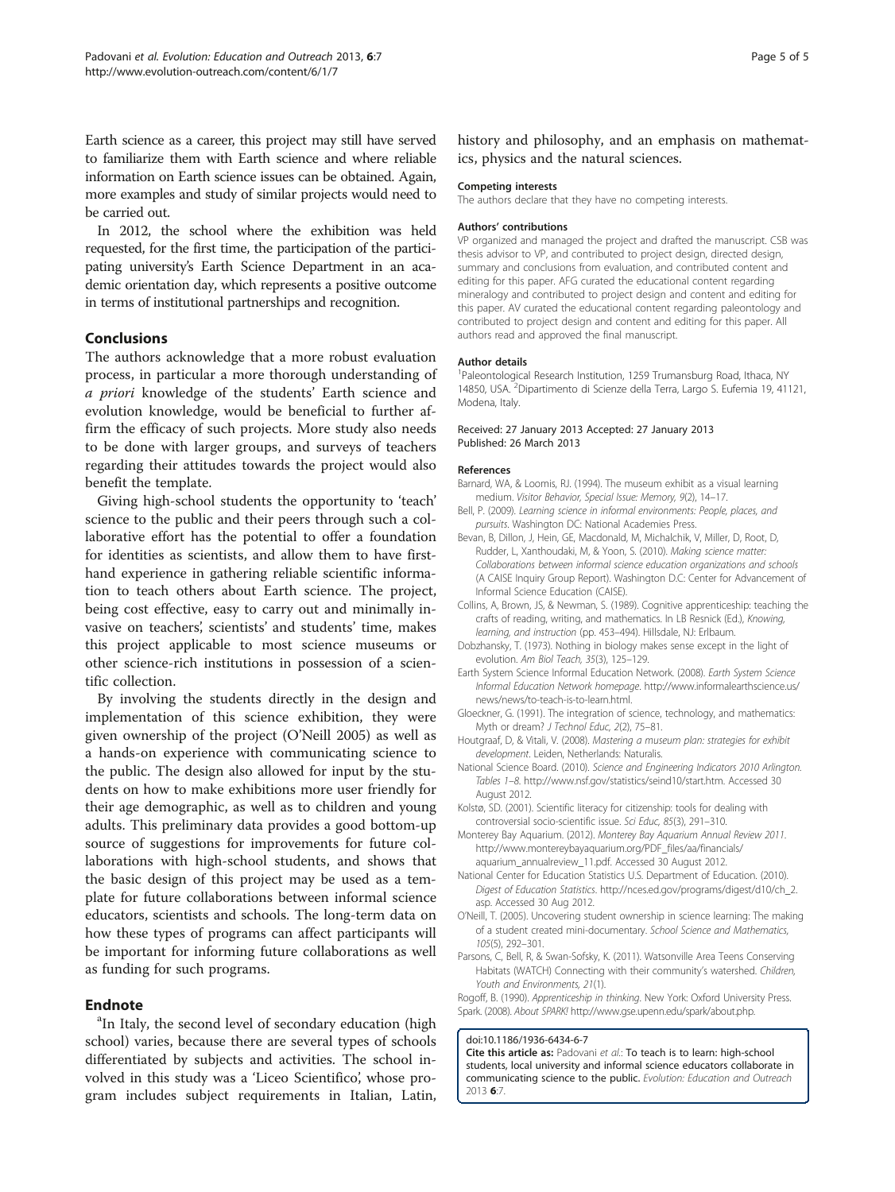Earth science as a career, this project may still have served to familiarize them with Earth science and where reliable information on Earth science issues can be obtained. Again, more examples and study of similar projects would need to be carried out.

In 2012, the school where the exhibition was held requested, for the first time, the participation of the participating university's Earth Science Department in an academic orientation day, which represents a positive outcome in terms of institutional partnerships and recognition.

## Conclusions

The authors acknowledge that a more robust evaluation process, in particular a more thorough understanding of *a priori* knowledge of the students' Earth science and evolution knowledge, would be beneficial to further affirm the efficacy of such projects. More study also needs to be done with larger groups, and surveys of teachers regarding their attitudes towards the project would also benefit the template.

Giving high-school students the opportunity to 'teach' science to the public and their peers through such a collaborative effort has the potential to offer a foundation for identities as scientists, and allow them to have first-hand experience in gathering reliable scientific information to teach others about Earth science. The project, being cost effective, easy to carry out and minimally invasive on teachers', scientists' and students' time, makes this project applicable to most science museums or other science-rich institutions in possession of a scientific collection.

By involving the students directly in the design and implementation of this science exhibition, they were given ownership of the project (O'Neill 2005) as well as a hands-on experience with communicating science to the public. The design also allowed for input by the students on how to make exhibitions more user friendly for their age demographic, as well as to children and young adults. This preliminary data provides a good bottom-up source of suggestions for improvements for future collaborations with high-school students, and shows that the basic design of this project may be used as a template for future collaborations between informal science educators, scientists and schools. The long-term data on how these types of programs can affect participants will be important for informing future collaborations as well as funding for such programs.

## Endnote

[a]In Italy, the second level of secondary education (high school) varies, because there are several types of schools differentiated by subjects and activities. The school involved in this study was a 'Liceo Scientifico', whose program includes subject requirements in Italian, Latin, history and philosophy, and an emphasis on mathematics, physics and the natural sciences.

#### Competing interests

The authors declare that they have no competing interests.

#### Authors' contributions

VP organized and managed the project and drafted the manuscript. CSB was thesis advisor to VP, and contributed to project design, directed design, summary and conclusions from evaluation, and contributed content and editing for this paper. AFG curated the educational content regarding mineralogy and contributed to project design and content and editing for this paper. AV curated the educational content regarding paleontology and contributed to project design and content and editing for this paper. All authors read and approved the final manuscript.

#### Author details

[1]Paleontological Research Institution, 1259 Trumansburg Road, Ithaca, NY 14850, USA. [2]Dipartimento di Scienze della Terra, Largo S. Eufemia 19, 41121, Modena, Italy.

Received: 27 January 2013 Accepted: 27 January 2013
Published: 26 March 2013

#### References

Barnard, WA, & Loomis, RJ. (1994). The museum exhibit as a visual learning medium. *Visitor Behavior, Special Issue: Memory, 9*(2), 14–17.

Bell, P. (2009). *Learning science in informal environments: People, places, and pursuits*. Washington DC: National Academies Press.

Bevan, B, Dillon, J, Hein, GE, Macdonald, M, Michalchik, V, Miller, D, Root, D, Rudder, L, Xanthoudaki, M, & Yoon, S. (2010). *Making science matter: Collaborations between informal science education organizations and schools* (A CAISE Inquiry Group Report). Washington D.C: Center for Advancement of Informal Science Education (CAISE).

Collins, A, Brown, JS, & Newman, S. (1989). Cognitive apprenticeship: teaching the crafts of reading, writing, and mathematics. In LB Resnick (Ed.), *Knowing, learning, and instruction* (pp. 453–494). Hillsdale, NJ: Erlbaum.

Dobzhansky, T. (1973). Nothing in biology makes sense except in the light of evolution. *Am Biol Teach, 35*(3), 125–129.

Earth System Science Informal Education Network. (2008). *Earth System Science Informal Education Network homepage*. http://www.informalearthscience.us/news/news/to-teach-is-to-learn.html.

Gloeckner, G. (1991). The integration of science, technology, and mathematics: Myth or dream? *J Technol Educ, 2*(2), 75–81.

Houtgraaf, D, & Vitali, V. (2008). *Mastering a museum plan: strategies for exhibit development*. Leiden, Netherlands: Naturalis.

National Science Board. (2010). *Science and Engineering Indicators 2010 Arlington. Tables 1–8*. http://www.nsf.gov/statistics/seind10/start.htm. Accessed 30 August 2012.

Kolstø, SD. (2001). Scientific literacy for citizenship: tools for dealing with controversial socio-scientific issue. *Sci Educ, 85*(3), 291–310.

Monterey Bay Aquarium. (2012). *Monterey Bay Aquarium Annual Review 2011*. http://www.montereybayaquarium.org/PDF_files/aa/financials/aquarium_annualreview_11.pdf. Accessed 30 August 2012.

National Center for Education Statistics U.S. Department of Education. (2010). *Digest of Education Statistics*. http://nces.ed.gov/programs/digest/d10/ch_2.asp. Accessed 30 Aug 2012.

O'Neill, T. (2005). Uncovering student ownership in science learning: The making of a student created mini-documentary. *School Science and Mathematics, 105*(5), 292–301.

Parsons, C, Bell, R, & Swan-Sofsky, K. (2011). Watsonville Area Teens Conserving Habitats (WATCH) Connecting with their community's watershed. *Children, Youth and Environments, 21*(1).

Rogoff, B. (1990). *Apprenticeship in thinking*. New York: Oxford University Press.

Spark. (2008). *About SPARK!* http://www.gse.upenn.edu/spark/about.php.

doi:10.1186/1936-6434-6-7

**Cite this article as:** Padovani *et al.*: To teach is to learn: high-school students, local university and informal science educators collaborate in communicating science to the public. *Evolution: Education and Outreach* 2013 **6**:7.